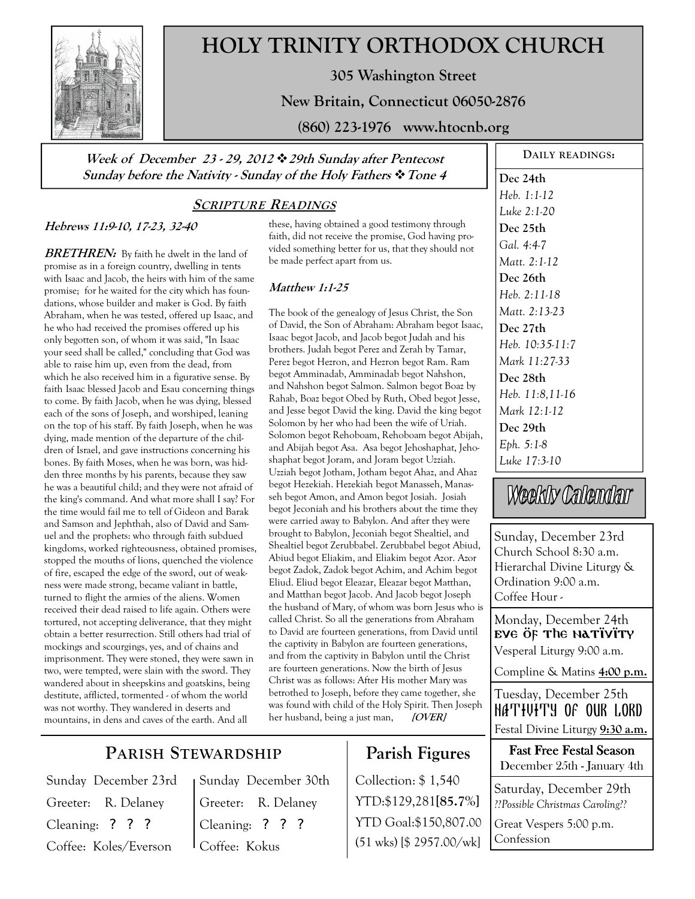# HOLY TRINITY ORTHODOX CHURCH

**305 Washington Street**

**New Britain, Connecticut 06050-2876**

**(860) 223-1976 www.htocnb.org**

***Week of December 23 - 29, 2012 ❖ 29th Sunday after Pentecost***
***Sunday before the Nativity - Sunday of the Holy Fathers ❖ Tone 4***

## SCRIPTURE READINGS

### *Hebrews 11:9-10, 17-23, 32-40*

***BRETHREN:*** By faith he dwelt in the land of promise as in a foreign country, dwelling in tents with Isaac and Jacob, the heirs with him of the same promise; for he waited for the city which has foundations, whose builder and maker is God. By faith Abraham, when he was tested, offered up Isaac, and he who had received the promises offered up his only begotten son, of whom it was said, "In Isaac your seed shall be called," concluding that God was able to raise him up, even from the dead, from which he also received him in a figurative sense. By faith Isaac blessed Jacob and Esau concerning things to come. By faith Jacob, when he was dying, blessed each of the sons of Joseph, and worshiped, leaning on the top of his staff. By faith Joseph, when he was dying, made mention of the departure of the children of Israel, and gave instructions concerning his bones. By faith Moses, when he was born, was hidden three months by his parents, because they saw he was a beautiful child; and they were not afraid of the king's command. And what more shall I say? For the time would fail me to tell of Gideon and Barak and Samson and Jephthah, also of David and Samuel and the prophets: who through faith subdued kingdoms, worked righteousness, obtained promises, stopped the mouths of lions, quenched the violence of fire, escaped the edge of the sword, out of weakness were made strong, became valiant in battle, turned to flight the armies of the aliens. Women received their dead raised to life again. Others were tortured, not accepting deliverance, that they might obtain a better resurrection. Still others had trial of mockings and scourgings, yes, and of chains and imprisonment. They were stoned, they were sawn in two, were tempted, were slain with the sword. They wandered about in sheepskins and goatskins, being destitute, afflicted, tormented - of whom the world was not worthy. They wandered in deserts and mountains, in dens and caves of the earth. And all these, having obtained a good testimony through faith, did not receive the promise, God having provided something better for us, that they should not be made perfect apart from us.

### *Matthew 1:1-25*

The book of the genealogy of Jesus Christ, the Son of David, the Son of Abraham: Abraham begot Isaac, Isaac begot Jacob, and Jacob begot Judah and his brothers. Judah begot Perez and Zerah by Tamar, Perez begot Hezron, and Hezron begot Ram. Ram begot Amminadab, Amminadab begot Nahshon, and Nahshon begot Salmon. Salmon begot Boaz by Rahab, Boaz begot Obed by Ruth, Obed begot Jesse, and Jesse begot David the king. David the king begot Solomon by her who had been the wife of Uriah. Solomon begot Rehoboam, Rehoboam begot Abijah, and Abijah begot Asa. Asa begot Jehoshaphat, Jehoshaphat begot Joram, and Joram begot Uzziah. Uzziah begot Jotham, Jotham begot Ahaz, and Ahaz begot Hezekiah. Hezekiah begot Manasseh, Manasseh begot Amon, and Amon begot Josiah. Josiah begot Jeconiah and his brothers about the time they were carried away to Babylon. And after they were brought to Babylon, Jeconiah begot Shealtiel, and Shealtiel begot Zerubbabel. Zerubbabel begot Abiud, Abiud begot Eliakim, and Eliakim begot Azor. Azor begot Zadok, Zadok begot Achim, and Achim begot Eliud. Eliud begot Eleazar, Eleazar begot Matthan, and Matthan begot Jacob. And Jacob begot Joseph the husband of Mary, of whom was born Jesus who is called Christ. So all the generations from Abraham to David are fourteen generations, from David until the captivity in Babylon are fourteen generations, and from the captivity in Babylon until the Christ are fourteen generations. Now the birth of Jesus Christ was as follows: After His mother Mary was betrothed to Joseph, before they came together, she was found with child of the Holy Spirit. Then Joseph her husband, being a just man, ***[OVER]***

## DAILY READINGS:

**Dec 24th**
*Heb. 1:1-12*
*Luke 2:1-20*

**Dec 25th**
*Gal. 4:4-7*
*Matt. 2:1-12*

**Dec 26th**
*Heb. 2:11-18*
*Matt. 2:13-23*

**Dec 27th**
*Heb. 10:35-11:7*
*Mark 11:27-33*

**Dec 28th**
*Heb. 11:8,11-16*
*Mark 12:1-12*

**Dec 29th**
*Eph. 5:1-8*
*Luke 17:3-10*

## Weekly Calendar

**Sunday, December 23rd**
Church School 8:30 a.m.
Hierarchal Divine Liturgy & Ordination 9:00 a.m.
Coffee Hour -

**Monday, December 24th**
**EVE OF THE NATIVITY**
Vesperal Liturgy 9:00 a.m.
Compline & Matins **4:00 p.m.**

**Tuesday, December 25th**
**NATIVITY OF OUR LORD**
Festal Divine Liturgy **9:30 a.m.**

**Fast Free Festal Season**
December 25th - January 4th

**Saturday, December 29th**
*??Possible Christmas Caroling??*
Great Vespers 5:00 p.m.
Confession

## PARISH STEWARDSHIP

| Sunday December 23rd | Sunday December 30th |
|---|---|
| Greeter: R. Delaney | Greeter: R. Delaney |
| Cleaning: **? ? ?** | Cleaning: **? ? ?** |
| Coffee: Koles/Everson | Coffee: Kokus |

## Parish Figures

Collection: $ 1,540
YTD:$129,281[**85.7%**]
YTD Goal:$150,807.00
(51 wks) [$ 2957.00/wk]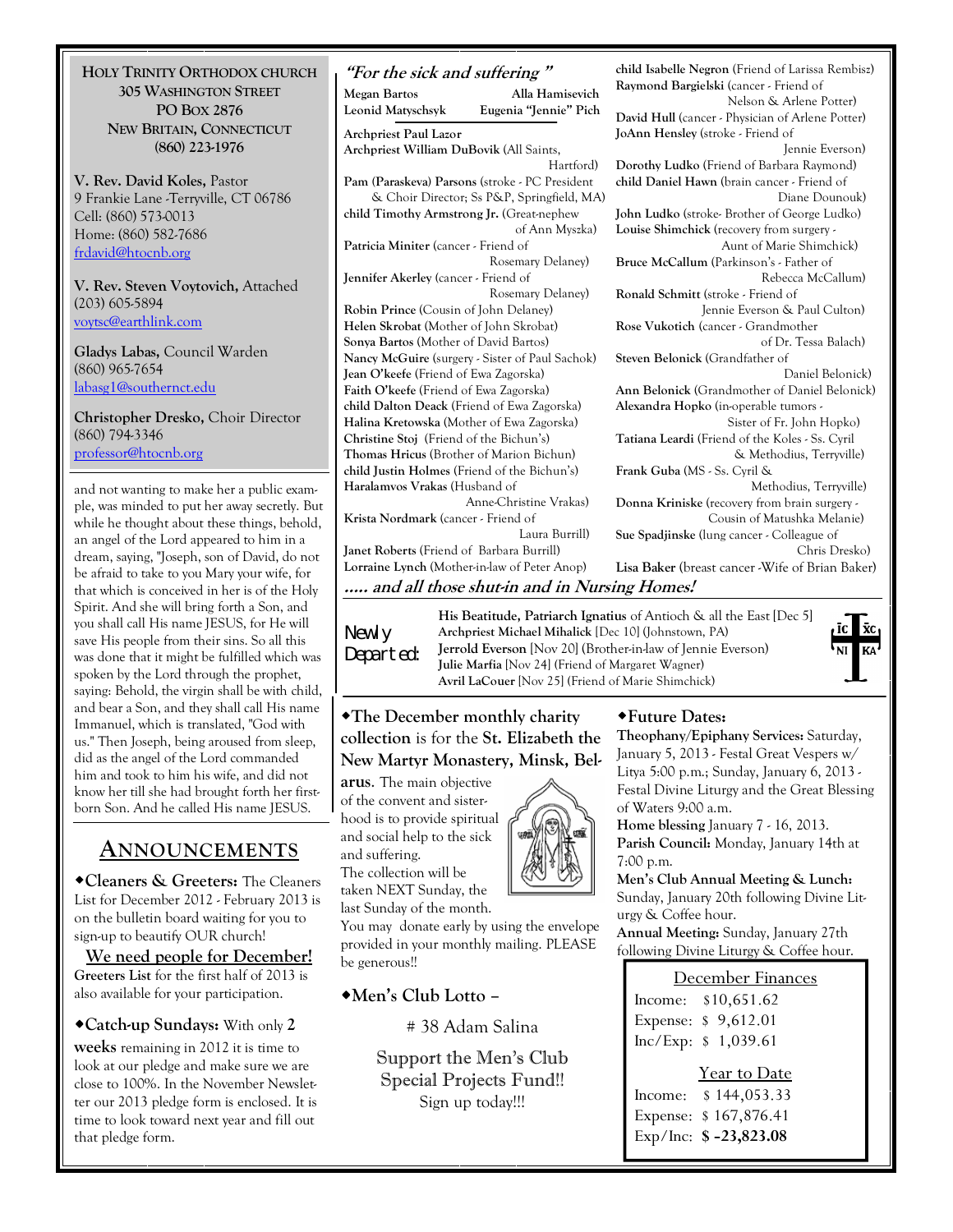**Holy Trinity Orthodox Church**
**305 Washington Street**
**PO Box 2876**
**New Britain, Connecticut**
**(860) 223-1976**

**V. Rev. David Koles,** Pastor
9 Frankie Lane -Terryville, CT 06786
Cell: (860) 573-0013
Home: (860) 582-7686
frdavid@htocnb.org

**V. Rev. Steven Voytovich,** Attached
(203) 605-5894
voytsc@earthlink.com

**Gladys Labas,** Council Warden
(860) 965-7654
labasg1@southernct.edu

**Christopher Dresko,** Choir Director
(860) 794-3346
professor@htocnb.org

and not wanting to make her a public example, was minded to put her away secretly. But while he thought about these things, behold, an angel of the Lord appeared to him in a dream, saying, "Joseph, son of David, do not be afraid to take to you Mary your wife, for that which is conceived in her is of the Holy Spirit. And she will bring forth a Son, and you shall call His name JESUS, for He will save His people from their sins. So all this was done that it might be fulfilled which was spoken by the Lord through the prophet, saying: Behold, the virgin shall be with child, and bear a Son, and they shall call His name Immanuel, which is translated, "God with us." Then Joseph, being aroused from sleep, did as the angel of the Lord commanded him and took to him his wife, and did not know her till she had brought forth her firstborn Son. And he called His name JESUS.

## ANNOUNCEMENTS

◆**Cleaners & Greeters:** The Cleaners List for December 2012 - February 2013 is on the bulletin board waiting for you to sign-up to beautify OUR church!

**We need people for December!**

**Greeters List** for the first half of 2013 is also available for your participation.

◆**Catch-up Sundays:** With only **2 weeks** remaining in 2012 it is time to look at our pledge and make sure we are close to 100%. In the November Newsletter our 2013 pledge form is enclosed. It is time to look toward next year and fill out that pledge form.

### *"For the sick and suffering"*

**Megan Bartos**
**Alla Hamisevich**
**Leonid Matyschsyk**
**Eugenia "Jennie" Pich**
**Archpriest Paul Lazor**
**Archpriest William DuBovik** (All Saints, Hartford)
**Pam (Paraskeva) Parsons** (stroke - PC President & Choir Director; Ss P&P, Springfield, MA)
**child Timothy Armstrong Jr.** (Great-nephew of Ann Myszka)
**Patricia Miniter** (cancer - Friend of Rosemary Delaney)
**Jennifer Akerley** (cancer - Friend of Rosemary Delaney)
**Robin Prince** (Cousin of John Delaney)
**Helen Skrobat** (Mother of John Skrobat)
**Sonya Bartos** (Mother of David Bartos)
**Nancy McGuire** (surgery - Sister of Paul Sachok)
**Jean O'keefe** (Friend of Ewa Zagorska)
**Faith O'keefe** (Friend of Ewa Zagorska)
**child Dalton Deack** (Friend of Ewa Zagorska)
**Halina Kretowska** (Mother of Ewa Zagorska)
**Christine Stoj** (Friend of the Bichun's)
**Thomas Hricus** (Brother of Marion Bichun)
**child Justin Holmes** (Friend of the Bichun's)
**Haralamvos Vrakas** (Husband of Anne-Christine Vrakas)
**Krista Nordmark** (cancer - Friend of Laura Burrill)
**Janet Roberts** (Friend of Barbara Burrill)
**Lorraine Lynch** (Mother-in-law of Peter Anop)
**child Isabelle Negron** (Friend of Larissa Rembisz)
**Raymond Bargielski** (cancer - Friend of Nelson & Arlene Potter)
**David Hull** (cancer - Physician of Arlene Potter)
**JoAnn Hensley** (stroke - Friend of Jennie Everson)
**Dorothy Ludko** (Friend of Barbara Raymond)
**child Daniel Hawn** (brain cancer - Friend of Diane Dounouk)
**John Ludko** (stroke- Brother of George Ludko)
**Louise Shimchick** (recovery from surgery - Aunt of Marie Shimchick)
**Bruce McCallum** (Parkinson's - Father of Rebecca McCallum)
**Ronald Schmitt** (stroke - Friend of Jennie Everson & Paul Culton)
**Rose Vukotich** (cancer - Grandmother of Dr. Tessa Balach)
**Steven Belonick** (Grandfather of Daniel Belonick)
**Ann Belonick** (Grandmother of Daniel Belonick)
**Alexandra Hopko** (in-operable tumors - Sister of Fr. John Hopko)
**Tatiana Leardi** (Friend of the Koles - Ss. Cyril & Methodius, Terryville)
**Frank Guba** (MS - Ss. Cyril & Methodius, Terryville)
**Donna Kriniske** (recovery from brain surgery - Cousin of Matushka Melanie)
**Sue Spadjinske** (lung cancer - Colleague of Chris Dresko)
**Lisa Baker** (breast cancer -Wife of Brian Baker)

***..... and all those shut-in and in Nursing Homes!***

**Newly Departed:**

**His Beatitude, Patriarch Ignatius** of Antioch & all the East [Dec 5]
**Archpriest Michael Mihalick** [Dec 10] (Johnstown, PA)
**Jerrold Everson** [Nov 20] (Brother-in-law of Jennie Everson)
**Julie Marfia** [Nov 24] (Friend of Margaret Wagner)
**Avril LaCouer** [Nov 25] (Friend of Marie Shimchick)

IC XC
NI KA

◆**The December monthly charity collection** is for the **St. Elizabeth the New Martyr Monastery, Minsk, Belarus**. The main objective of the convent and sisterhood is to provide spiritual and social help to the sick and suffering.
The collection will be taken NEXT Sunday, the last Sunday of the month.
You may donate early by using the envelope provided in your monthly mailing. PLEASE be generous!!

◆**Men's Club Lotto –**

# 38 Adam Salina

Support the Men's Club Special Projects Fund!!
Sign up today!!!

◆**Future Dates:**

**Theophany/Epiphany Services:** Saturday, January 5, 2013 - Festal Great Vespers w/ Litya 5:00 p.m.; Sunday, January 6, 2013 - Festal Divine Liturgy and the Great Blessing of Waters 9:00 a.m.
**Home blessing** January 7 - 16, 2013.
**Parish Council:** Monday, January 14th at 7:00 p.m.
**Men's Club Annual Meeting & Lunch:** Sunday, January 20th following Divine Liturgy & Coffee hour.
**Annual Meeting:** Sunday, January 27th following Divine Liturgy & Coffee hour.

**December Finances**

| | |
|---|---|
| Income: | $10,651.62 |
| Expense: | $ 9,612.01 |
| Inc/Exp: | $ 1,039.61 |

**Year to Date**

| | |
|---|---|
| Income: | $ 144,053.33 |
| Expense: | $ 167,876.41 |
| Exp/Inc: | **$ -23,823.08** |